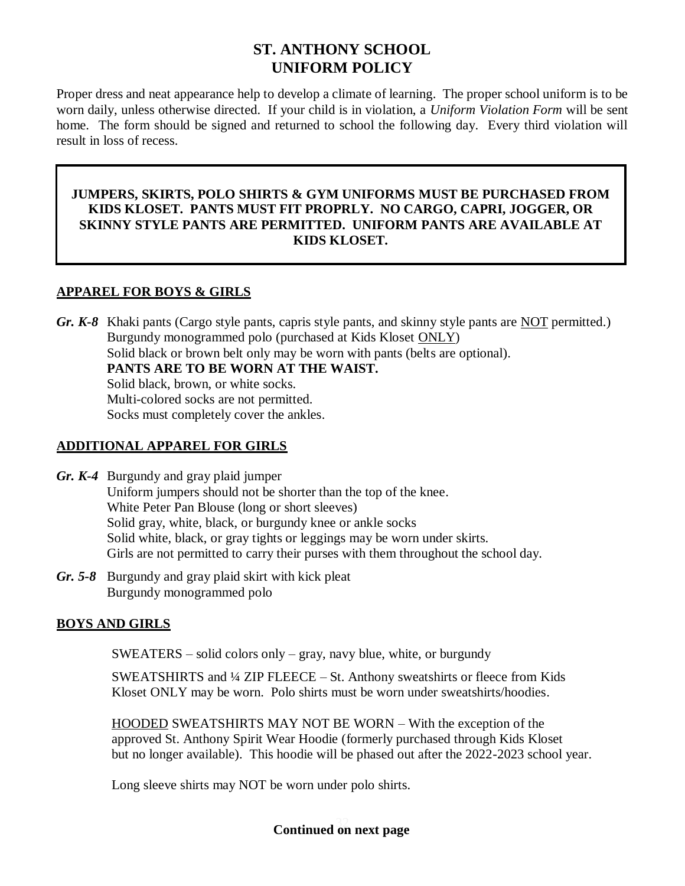# ST. ANTHONY SCHOOL
# UNIFORM POLICY

Proper dress and neat appearance help to develop a climate of learning. The proper school uniform is to be worn daily, unless otherwise directed. If your child is in violation, a *Uniform Violation Form* will be sent home. The form should be signed and returned to school the following day. Every third violation will result in loss of recess.

**JUMPERS, SKIRTS, POLO SHIRTS & GYM UNIFORMS MUST BE PURCHASED FROM KIDS KLOSET. PANTS MUST FIT PROPRLY. NO CARGO, CAPRI, JOGGER, OR SKINNY STYLE PANTS ARE PERMITTED. UNIFORM PANTS ARE AVAILABLE AT KIDS KLOSET.**

## APPAREL FOR BOYS & GIRLS

***Gr. K-8*** Khaki pants (Cargo style pants, capris style pants, and skinny style pants are NOT permitted.)
Burgundy monogrammed polo (purchased at Kids Kloset ONLY)
Solid black or brown belt only may be worn with pants (belts are optional).
**PANTS ARE TO BE WORN AT THE WAIST.**
Solid black, brown, or white socks.
Multi-colored socks are not permitted.
Socks must completely cover the ankles.

## ADDITIONAL APPAREL FOR GIRLS

***Gr. K-4*** Burgundy and gray plaid jumper
Uniform jumpers should not be shorter than the top of the knee.
White Peter Pan Blouse (long or short sleeves)
Solid gray, white, black, or burgundy knee or ankle socks
Solid white, black, or gray tights or leggings may be worn under skirts.
Girls are not permitted to carry their purses with them throughout the school day.

***Gr. 5-8*** Burgundy and gray plaid skirt with kick pleat
Burgundy monogrammed polo

## BOYS AND GIRLS

SWEATERS – solid colors only – gray, navy blue, white, or burgundy

SWEATSHIRTS and ¼ ZIP FLEECE – St. Anthony sweatshirts or fleece from Kids Kloset ONLY may be worn. Polo shirts must be worn under sweatshirts/hoodies.

HOODED SWEATSHIRTS MAY NOT BE WORN – With the exception of the approved St. Anthony Spirit Wear Hoodie (formerly purchased through Kids Kloset but no longer available). This hoodie will be phased out after the 2022-2023 school year.

Long sleeve shirts may NOT be worn under polo shirts.

**Continued on next page**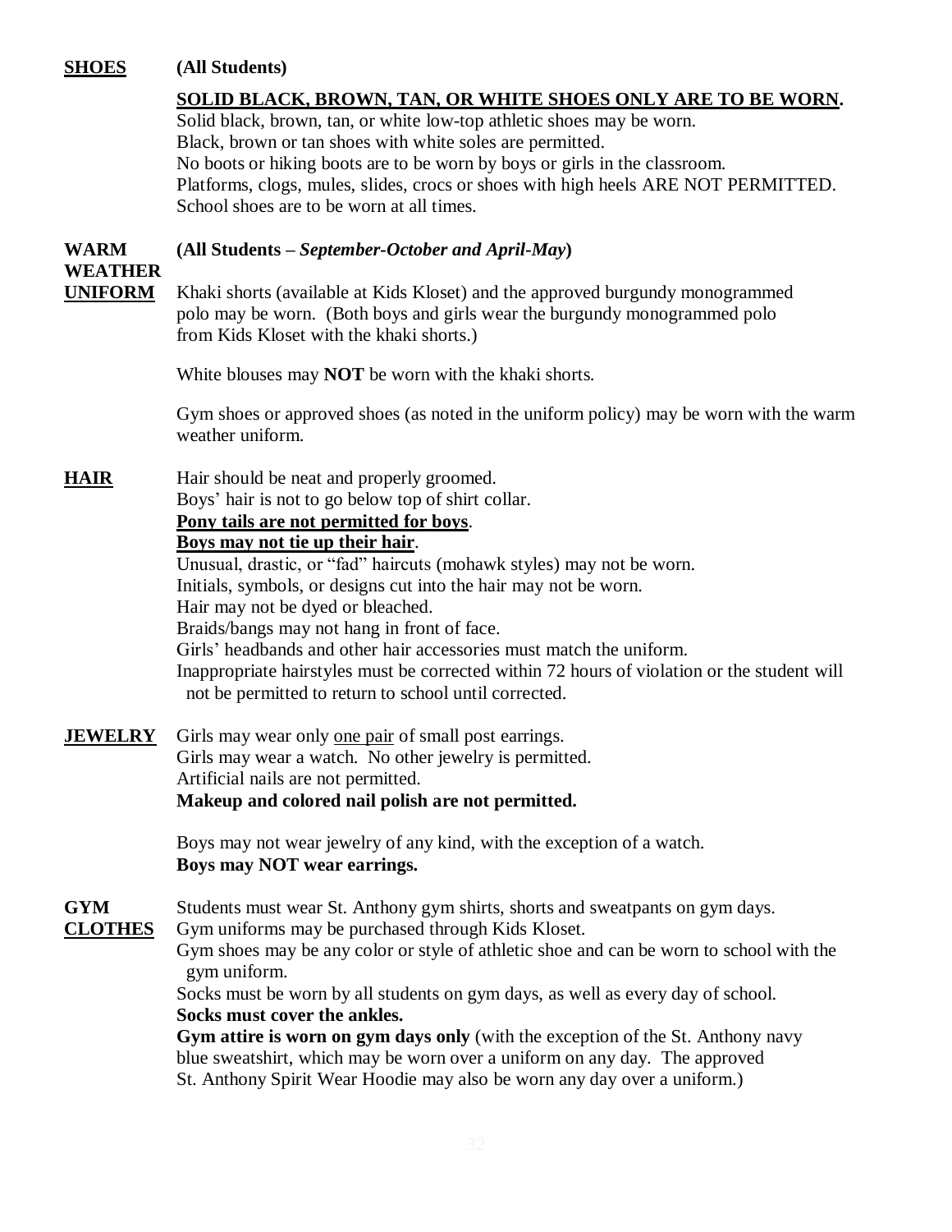**SHOES** **(All Students)**

**SOLID BLACK, BROWN, TAN, OR WHITE SHOES ONLY ARE TO BE WORN.**
Solid black, brown, tan, or white low-top athletic shoes may be worn.
Black, brown or tan shoes with white soles are permitted.
No boots or hiking boots are to be worn by boys or girls in the classroom.
Platforms, clogs, mules, slides, crocs or shoes with high heels ARE NOT PERMITTED.
School shoes are to be worn at all times.

**WARM WEATHER UNIFORM** **(All Students – *September-October and April-May*)**

Khaki shorts (available at Kids Kloset) and the approved burgundy monogrammed polo may be worn. (Both boys and girls wear the burgundy monogrammed polo from Kids Kloset with the khaki shorts.)

White blouses may **NOT** be worn with the khaki shorts.

Gym shoes or approved shoes (as noted in the uniform policy) may be worn with the warm weather uniform.

**HAIR**

Hair should be neat and properly groomed.
Boys' hair is not to go below top of shirt collar.
**Pony tails are not permitted for boys**.
**Boys may not tie up their hair**.
Unusual, drastic, or "fad" haircuts (mohawk styles) may not be worn.
Initials, symbols, or designs cut into the hair may not be worn.
Hair may not be dyed or bleached.
Braids/bangs may not hang in front of face.
Girls' headbands and other hair accessories must match the uniform.
Inappropriate hairstyles must be corrected within 72 hours of violation or the student will not be permitted to return to school until corrected.

**JEWELRY**

Girls may wear only one pair of small post earrings.
Girls may wear a watch. No other jewelry is permitted.
Artificial nails are not permitted.
**Makeup and colored nail polish are not permitted.**

Boys may not wear jewelry of any kind, with the exception of a watch.
**Boys may NOT wear earrings.**

**GYM CLOTHES**

Students must wear St. Anthony gym shirts, shorts and sweatpants on gym days.
Gym uniforms may be purchased through Kids Kloset.
Gym shoes may be any color or style of athletic shoe and can be worn to school with the gym uniform.
Socks must be worn by all students on gym days, as well as every day of school.
**Socks must cover the ankles.**
**Gym attire is worn on gym days only** (with the exception of the St. Anthony navy blue sweatshirt, which may be worn over a uniform on any day. The approved St. Anthony Spirit Wear Hoodie may also be worn any day over a uniform.)